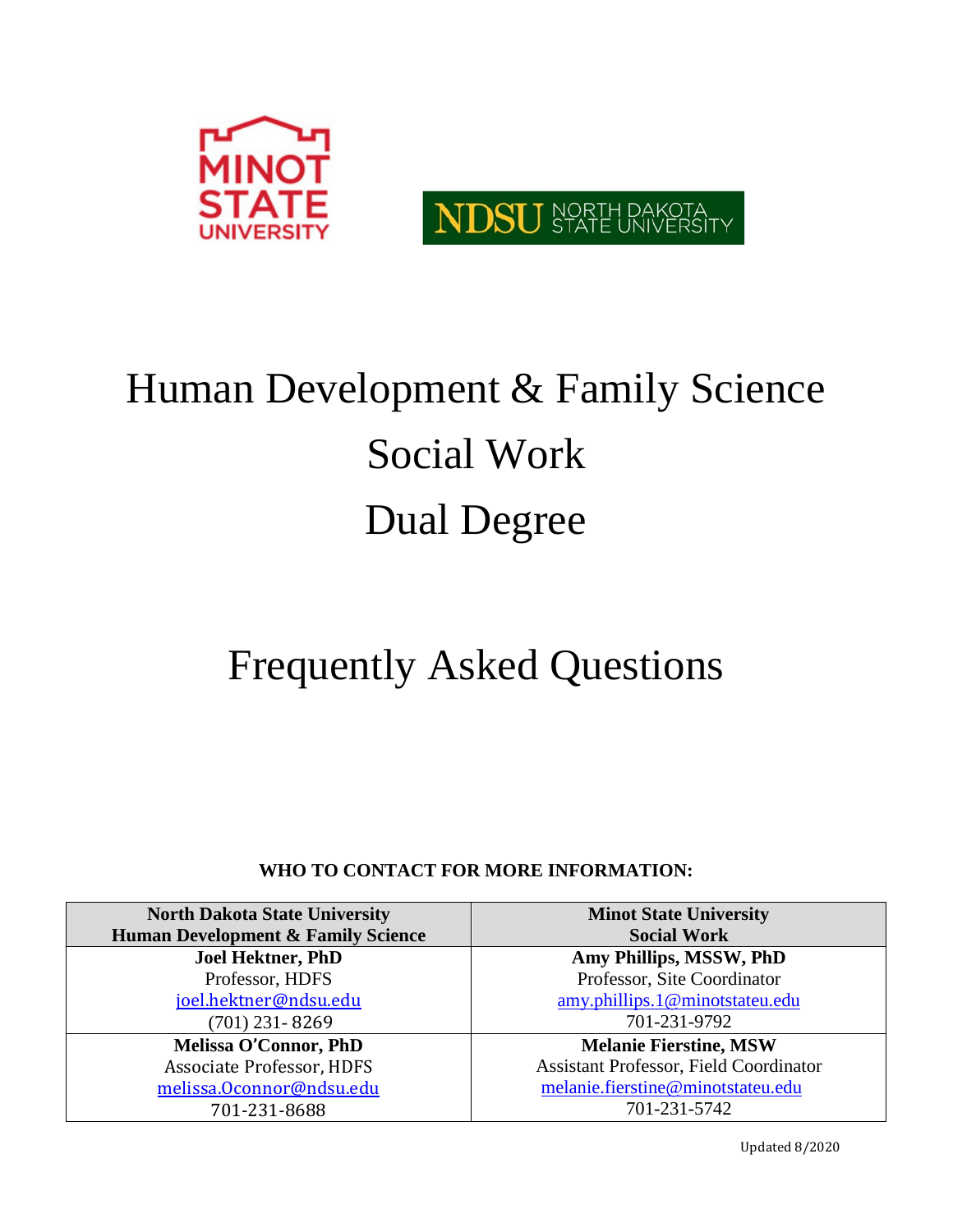# Human Development & Family Science
# Social Work
# Dual Degree

# Frequently Asked Questions

**WHO TO CONTACT FOR MORE INFORMATION:**

| North Dakota State University<br>Human Development & Family Science | Minot State University<br>Social Work |
|---|---|
| **Joel Hektner, PhD**<br>Professor, HDFS<br>joel.hektner@ndsu.edu<br>(701) 231- 8269 | **Amy Phillips, MSSW, PhD**<br>Professor, Site Coordinator<br>amy.phillips.1@minotstateu.edu<br>701-231-9792 |
| **Melissa O'Connor, PhD**<br>Associate Professor, HDFS<br>melissa.Oconnor@ndsu.edu<br>701-231-8688 | **Melanie Fierstine, MSW**<br>Assistant Professor, Field Coordinator<br>melanie.fierstine@minotstateu.edu<br>701-231-5742 |

Updated 8/2020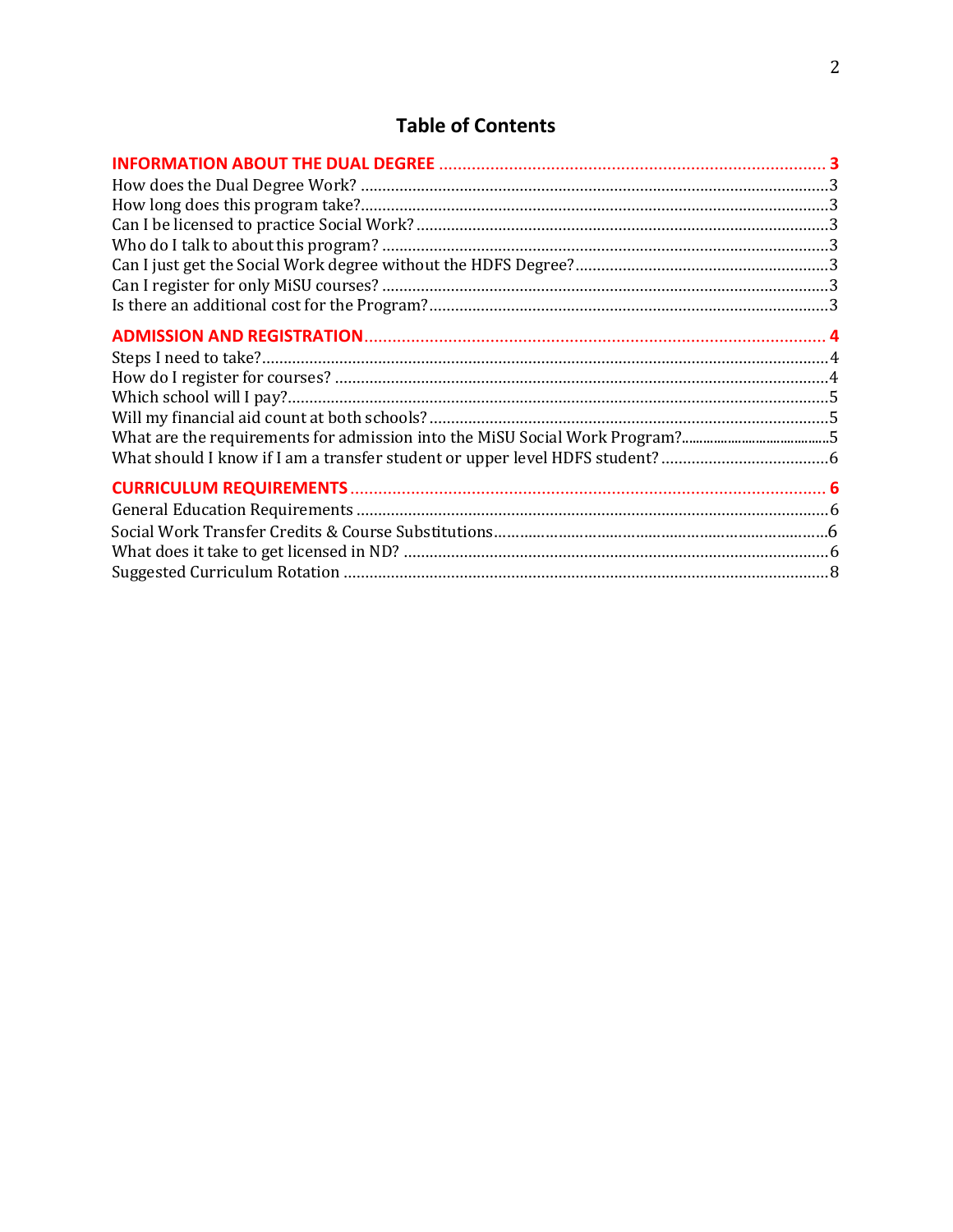# Table of Contents

**INFORMATION ABOUT THE DUAL DEGREE** ........................................ 3

How does the Dual Degree Work? ........................................ 3

How long does this program take? ........................................ 3

Can I be licensed to practice Social Work? ........................................ 3

Who do I talk to about this program? ........................................ 3

Can I just get the Social Work degree without the HDFS Degree? ........................................ 3

Can I register for only MiSU courses? ........................................ 3

Is there an additional cost for the Program? ........................................ 3

**ADMISSION AND REGISTRATION** ........................................ 4

Steps I need to take? ........................................ 4

How do I register for courses? ........................................ 4

Which school will I pay? ........................................ 5

Will my financial aid count at both schools? ........................................ 5

What are the requirements for admission into the MiSU Social Work Program? ........................................ 5

What should I know if I am a transfer student or upper level HDFS student? ........................................ 6

**CURRICULUM REQUIREMENTS** ........................................ 6

General Education Requirements ........................................ 6

Social Work Transfer Credits & Course Substitutions ........................................ 6

What does it take to get licensed in ND? ........................................ 6

Suggested Curriculum Rotation ........................................ 8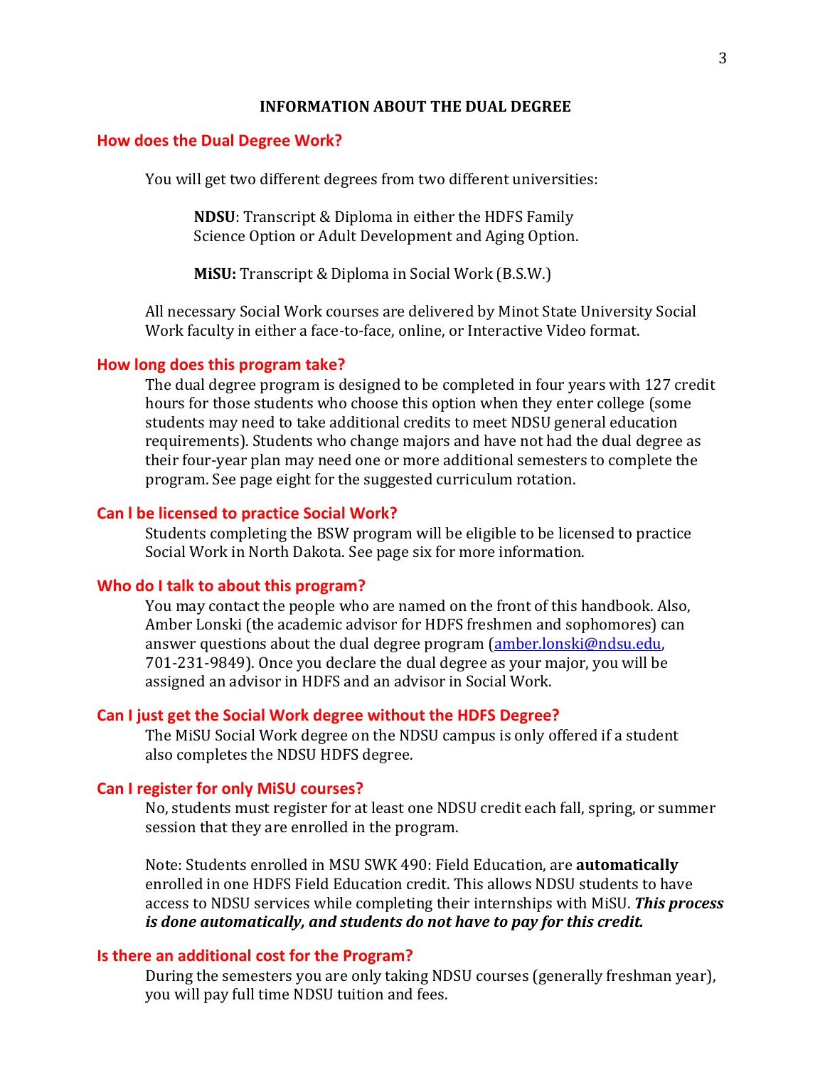## INFORMATION ABOUT THE DUAL DEGREE

### How does the Dual Degree Work?

You will get two different degrees from two different universities:

**NDSU**: Transcript & Diploma in either the HDFS Family Science Option or Adult Development and Aging Option.

**MiSU:** Transcript & Diploma in Social Work (B.S.W.)

All necessary Social Work courses are delivered by Minot State University Social Work faculty in either a face-to-face, online, or Interactive Video format.

### How long does this program take?

The dual degree program is designed to be completed in four years with 127 credit hours for those students who choose this option when they enter college (some students may need to take additional credits to meet NDSU general education requirements). Students who change majors and have not had the dual degree as their four-year plan may need one or more additional semesters to complete the program. See page eight for the suggested curriculum rotation.

### Can I be licensed to practice Social Work?

Students completing the BSW program will be eligible to be licensed to practice Social Work in North Dakota. See page six for more information.

### Who do I talk to about this program?

You may contact the people who are named on the front of this handbook. Also, Amber Lonski (the academic advisor for HDFS freshmen and sophomores) can answer questions about the dual degree program (amber.lonski@ndsu.edu, 701-231-9849). Once you declare the dual degree as your major, you will be assigned an advisor in HDFS and an advisor in Social Work.

### Can I just get the Social Work degree without the HDFS Degree?

The MiSU Social Work degree on the NDSU campus is only offered if a student also completes the NDSU HDFS degree.

### Can I register for only MiSU courses?

No, students must register for at least one NDSU credit each fall, spring, or summer session that they are enrolled in the program.

Note: Students enrolled in MSU SWK 490: Field Education, are **automatically** enrolled in one HDFS Field Education credit. This allows NDSU students to have access to NDSU services while completing their internships with MiSU. ***This process is done automatically, and students do not have to pay for this credit.***

### Is there an additional cost for the Program?

During the semesters you are only taking NDSU courses (generally freshman year), you will pay full time NDSU tuition and fees.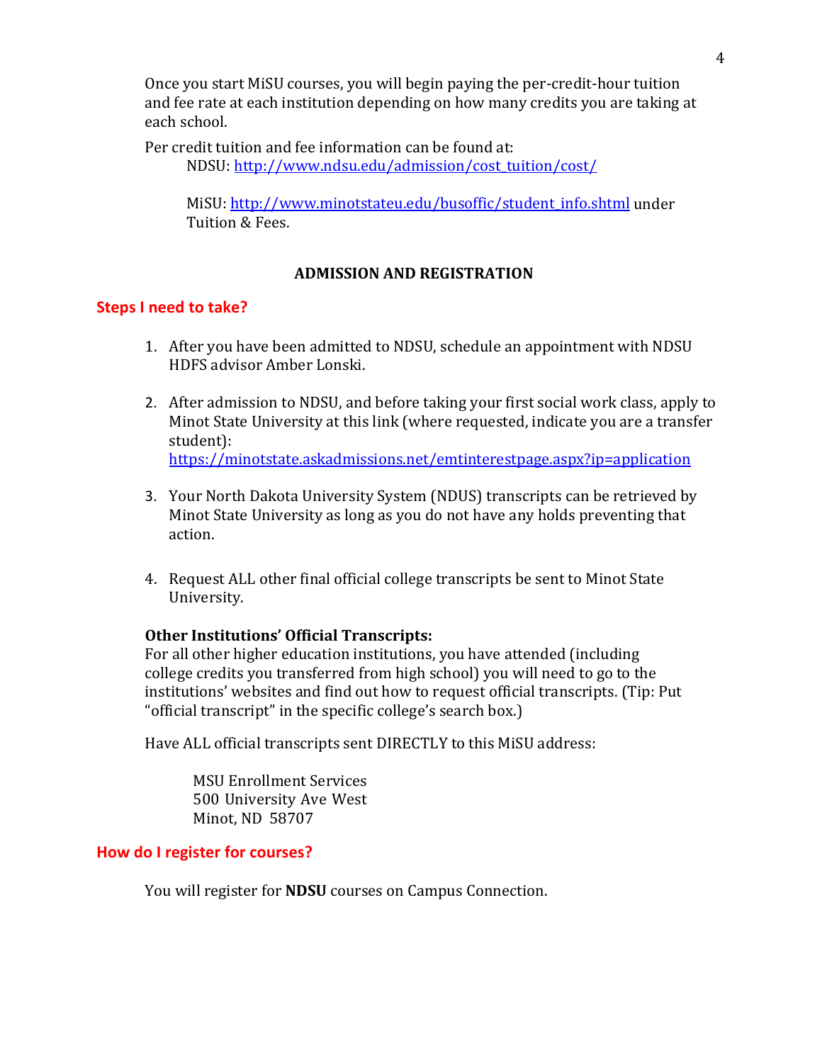Once you start MiSU courses, you will begin paying the per-credit-hour tuition and fee rate at each institution depending on how many credits you are taking at each school.

Per credit tuition and fee information can be found at:

NDSU: http://www.ndsu.edu/admission/cost_tuition/cost/

MiSU: http://www.minotstateu.edu/busoffic/student_info.shtml under Tuition & Fees.

## ADMISSION AND REGISTRATION

### Steps I need to take?

1. After you have been admitted to NDSU, schedule an appointment with NDSU HDFS advisor Amber Lonski.

2. After admission to NDSU, and before taking your first social work class, apply to Minot State University at this link (where requested, indicate you are a transfer student): https://minotstate.askadmissions.net/emtinterestpage.aspx?ip=application

3. Your North Dakota University System (NDUS) transcripts can be retrieved by Minot State University as long as you do not have any holds preventing that action.

4. Request ALL other final official college transcripts be sent to Minot State University.

**Other Institutions' Official Transcripts:**
For all other higher education institutions, you have attended (including college credits you transferred from high school) you will need to go to the institutions' websites and find out how to request official transcripts. (Tip: Put "official transcript" in the specific college's search box.)

Have ALL official transcripts sent DIRECTLY to this MiSU address:

MSU Enrollment Services
500 University Ave West
Minot, ND 58707

### How do I register for courses?

You will register for **NDSU** courses on Campus Connection.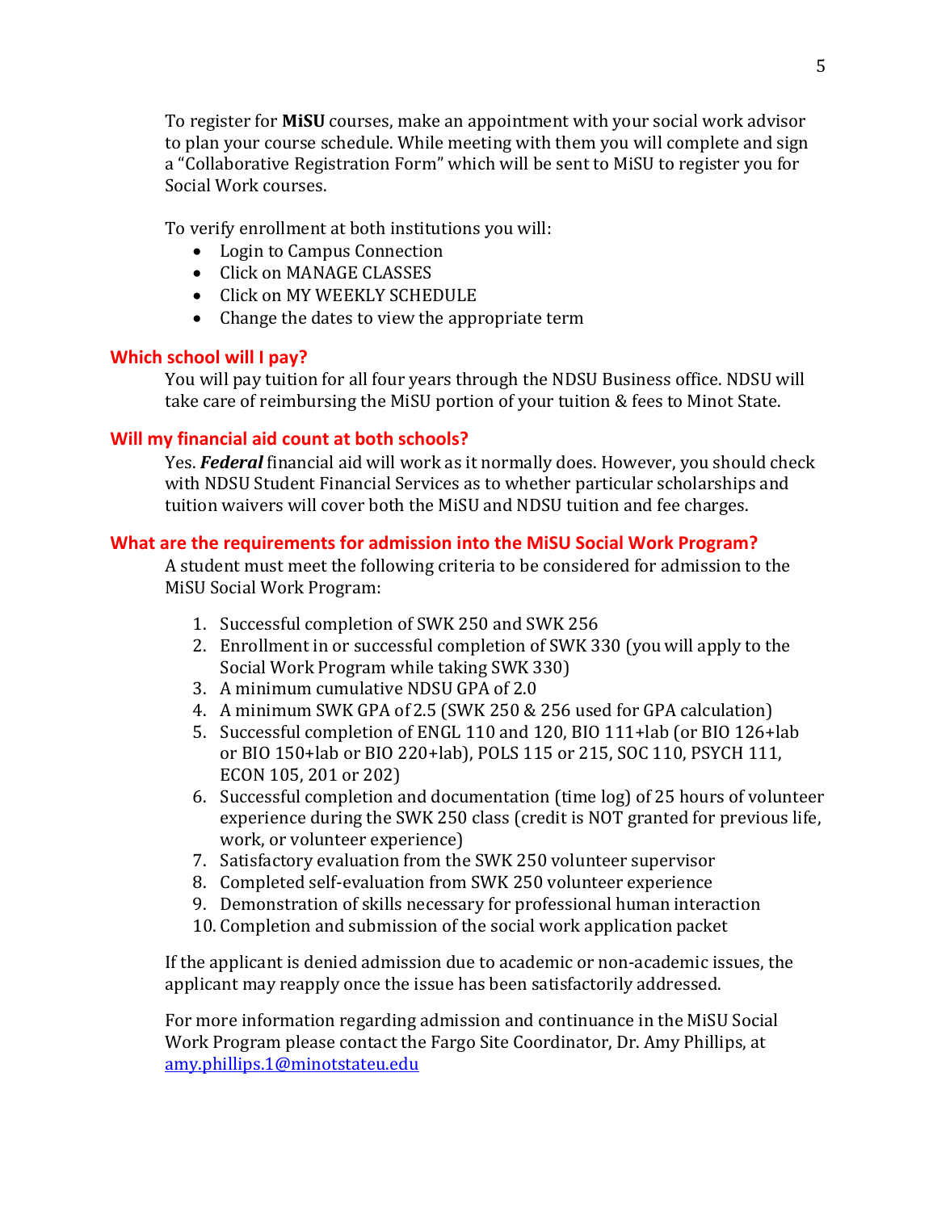To register for **MiSU** courses, make an appointment with your social work advisor to plan your course schedule. While meeting with them you will complete and sign a "Collaborative Registration Form" which will be sent to MiSU to register you for Social Work courses.

To verify enrollment at both institutions you will:

- Login to Campus Connection
- Click on MANAGE CLASSES
- Click on MY WEEKLY SCHEDULE
- Change the dates to view the appropriate term

### Which school will I pay?

You will pay tuition for all four years through the NDSU Business office. NDSU will take care of reimbursing the MiSU portion of your tuition & fees to Minot State.

### Will my financial aid count at both schools?

Yes. ***Federal*** financial aid will work as it normally does. However, you should check with NDSU Student Financial Services as to whether particular scholarships and tuition waivers will cover both the MiSU and NDSU tuition and fee charges.

### What are the requirements for admission into the MiSU Social Work Program?

A student must meet the following criteria to be considered for admission to the MiSU Social Work Program:

1. Successful completion of SWK 250 and SWK 256
2. Enrollment in or successful completion of SWK 330 (you will apply to the Social Work Program while taking SWK 330)
3. A minimum cumulative NDSU GPA of 2.0
4. A minimum SWK GPA of 2.5 (SWK 250 & 256 used for GPA calculation)
5. Successful completion of ENGL 110 and 120, BIO 111+lab (or BIO 126+lab or BIO 150+lab or BIO 220+lab), POLS 115 or 215, SOC 110, PSYCH 111, ECON 105, 201 or 202)
6. Successful completion and documentation (time log) of 25 hours of volunteer experience during the SWK 250 class (credit is NOT granted for previous life, work, or volunteer experience)
7. Satisfactory evaluation from the SWK 250 volunteer supervisor
8. Completed self-evaluation from SWK 250 volunteer experience
9. Demonstration of skills necessary for professional human interaction
10. Completion and submission of the social work application packet

If the applicant is denied admission due to academic or non-academic issues, the applicant may reapply once the issue has been satisfactorily addressed.

For more information regarding admission and continuance in the MiSU Social Work Program please contact the Fargo Site Coordinator, Dr. Amy Phillips, at amy.phillips.1@minotstateu.edu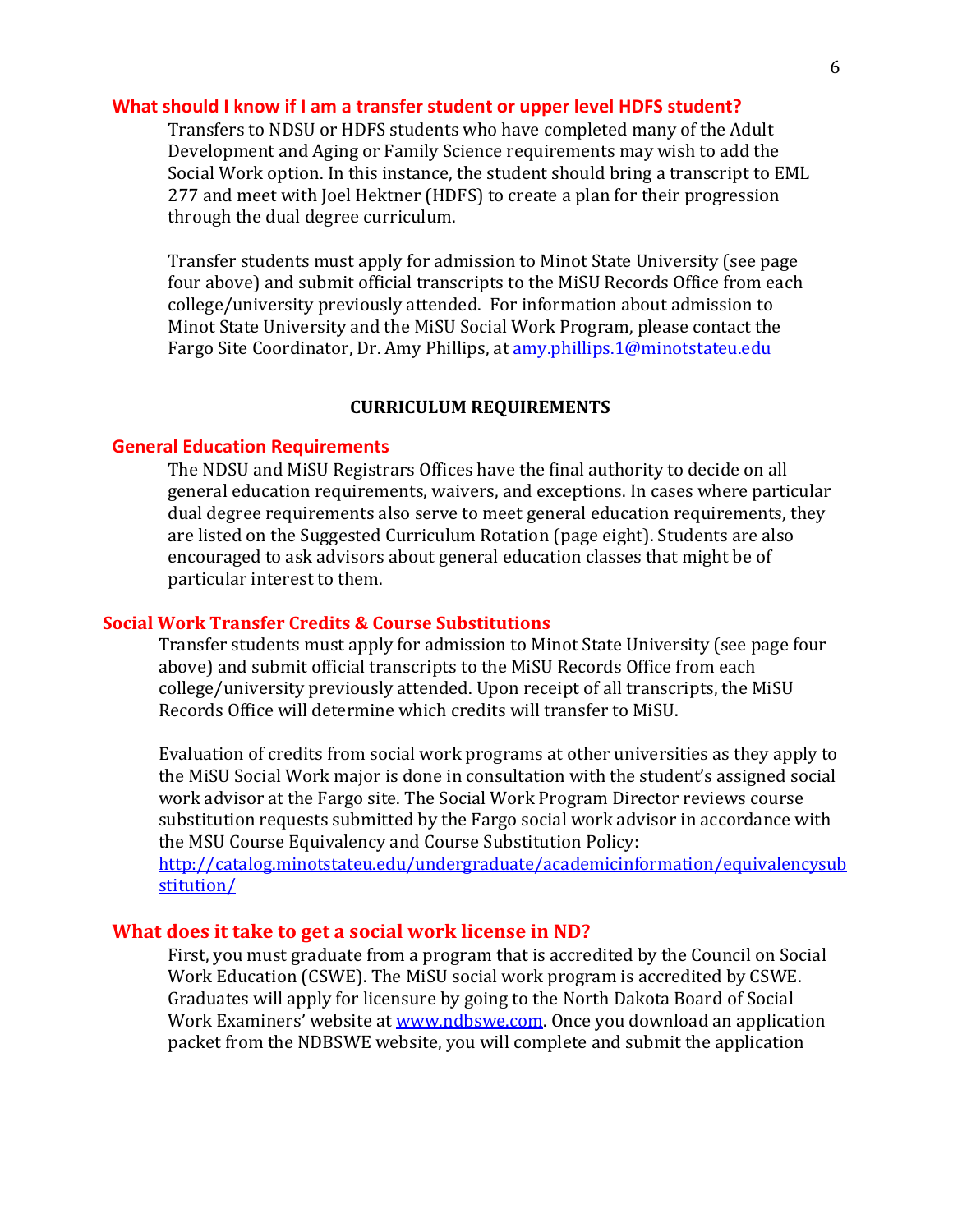## What should I know if I am a transfer student or upper level HDFS student?

Transfers to NDSU or HDFS students who have completed many of the Adult Development and Aging or Family Science requirements may wish to add the Social Work option. In this instance, the student should bring a transcript to EML 277 and meet with Joel Hektner (HDFS) to create a plan for their progression through the dual degree curriculum.

Transfer students must apply for admission to Minot State University (see page four above) and submit official transcripts to the MiSU Records Office from each college/university previously attended. For information about admission to Minot State University and the MiSU Social Work Program, please contact the Fargo Site Coordinator, Dr. Amy Phillips, at amy.phillips.1@minotstateu.edu

# CURRICULUM REQUIREMENTS

## General Education Requirements

The NDSU and MiSU Registrars Offices have the final authority to decide on all general education requirements, waivers, and exceptions. In cases where particular dual degree requirements also serve to meet general education requirements, they are listed on the Suggested Curriculum Rotation (page eight). Students are also encouraged to ask advisors about general education classes that might be of particular interest to them.

## Social Work Transfer Credits & Course Substitutions

Transfer students must apply for admission to Minot State University (see page four above) and submit official transcripts to the MiSU Records Office from each college/university previously attended. Upon receipt of all transcripts, the MiSU Records Office will determine which credits will transfer to MiSU.

Evaluation of credits from social work programs at other universities as they apply to the MiSU Social Work major is done in consultation with the student's assigned social work advisor at the Fargo site. The Social Work Program Director reviews course substitution requests submitted by the Fargo social work advisor in accordance with the MSU Course Equivalency and Course Substitution Policy: http://catalog.minotstateu.edu/undergraduate/academicinformation/equivalencysubstitution/

## What does it take to get a social work license in ND?

First, you must graduate from a program that is accredited by the Council on Social Work Education (CSWE). The MiSU social work program is accredited by CSWE. Graduates will apply for licensure by going to the North Dakota Board of Social Work Examiners' website at www.ndbswe.com. Once you download an application packet from the NDBSWE website, you will complete and submit the application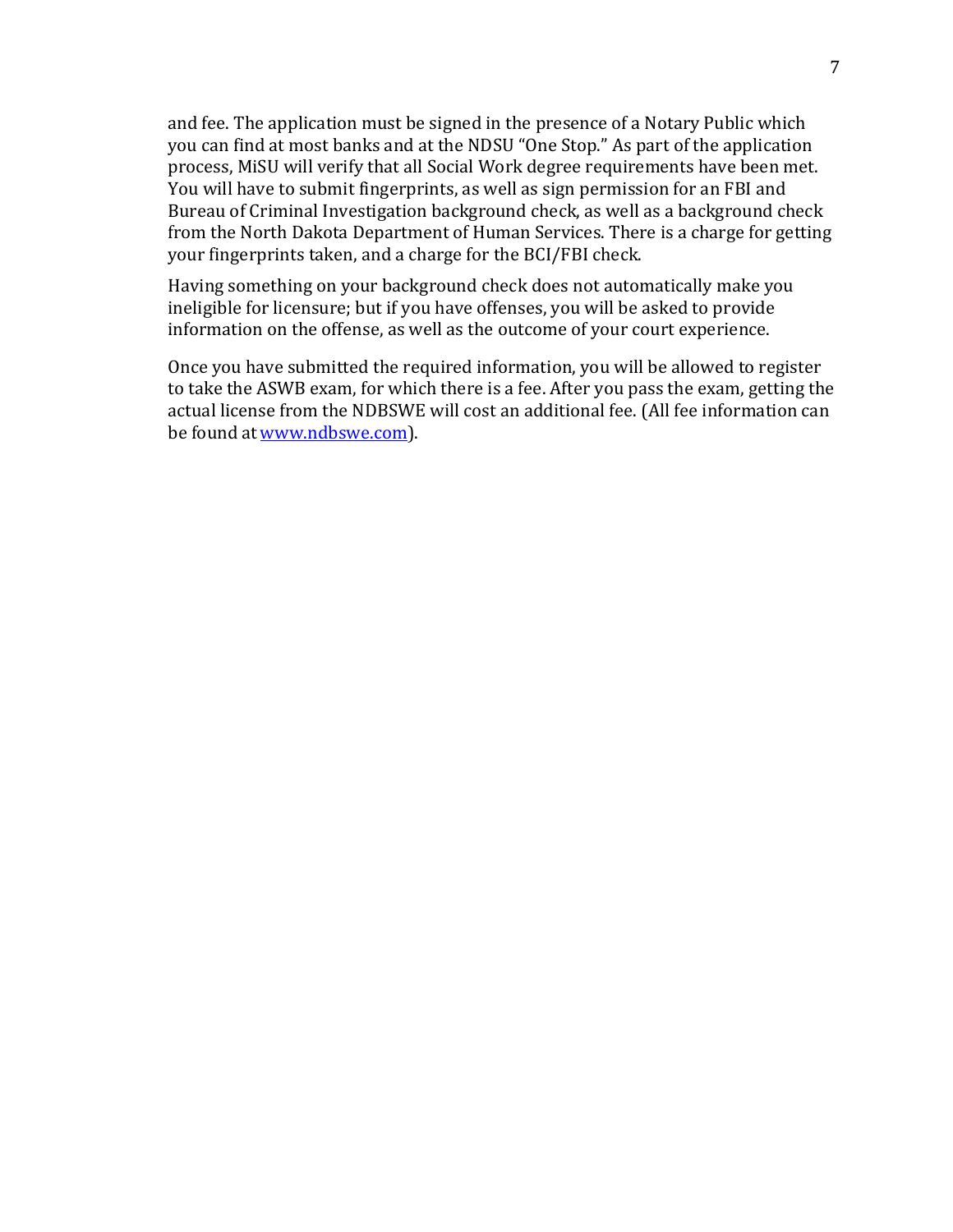and fee. The application must be signed in the presence of a Notary Public which you can find at most banks and at the NDSU "One Stop." As part of the application process, MiSU will verify that all Social Work degree requirements have been met. You will have to submit fingerprints, as well as sign permission for an FBI and Bureau of Criminal Investigation background check, as well as a background check from the North Dakota Department of Human Services. There is a charge for getting your fingerprints taken, and a charge for the BCI/FBI check.

Having something on your background check does not automatically make you ineligible for licensure; but if you have offenses, you will be asked to provide information on the offense, as well as the outcome of your court experience.

Once you have submitted the required information, you will be allowed to register to take the ASWB exam, for which there is a fee. After you pass the exam, getting the actual license from the NDBSWE will cost an additional fee. (All fee information can be found at [www.ndbswe.com](http://www.ndbswe.com)).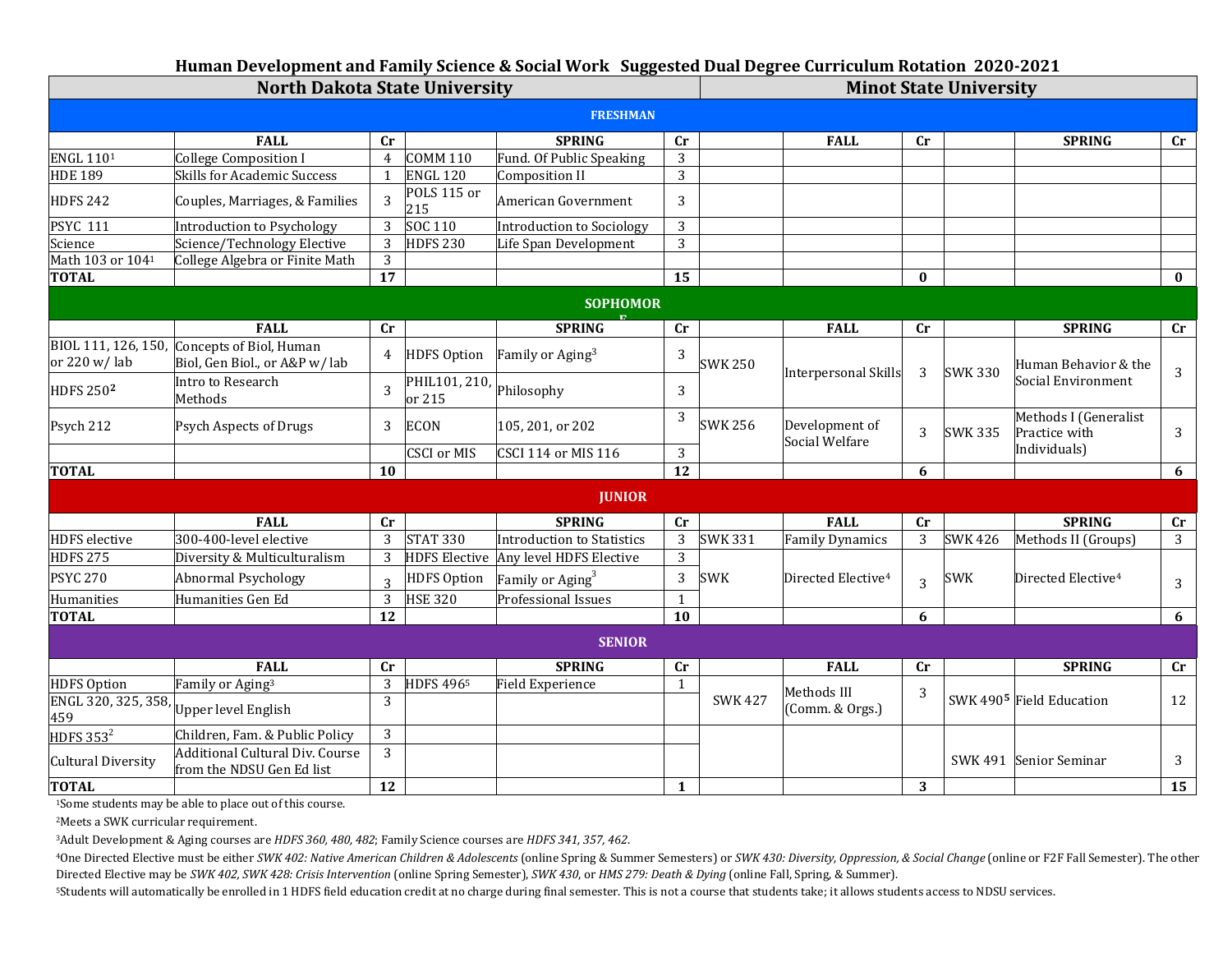# Human Development and Family Science & Social Work Suggested Dual Degree Curriculum Rotation 2020-2021

| North Dakota State University | | | | | | Minot State University | | | | | |
|---|---|---|---|---|---|---|---|---|---|---|---|
| **FRESHMAN** | | | | | | | | | | | |
| | **FALL** | **Cr** | | **SPRING** | **Cr** | | **FALL** | **Cr** | | **SPRING** | **Cr** |
| ENGL 110[1] | College Composition I | 4 | COMM 110 | Fund. Of Public Speaking | 3 | | | | | | |
| HDE 189 | Skills for Academic Success | 1 | ENGL 120 | Composition II | 3 | | | | | | |
| HDFS 242 | Couples, Marriages, & Families | 3 | POLS 115 or 215 | American Government | 3 | | | | | | |
| PSYC 111 | Introduction to Psychology | 3 | SOC 110 | Introduction to Sociology | 3 | | | | | | |
| Science | Science/Technology Elective | 3 | HDFS 230 | Life Span Development | 3 | | | | | | |
| Math 103 or 104[1] | College Algebra or Finite Math | 3 | | | | | | | | | |
| **TOTAL** | | **17** | | | **15** | | | **0** | | | **0** |
| **SOPHOMORE** | | | | | | | | | | | |
| | **FALL** | **Cr** | | **SPRING** | **Cr** | | **FALL** | **Cr** | | **SPRING** | **Cr** |
| BIOL 111, 126, 150, or 220 w/ lab | Concepts of Biol, Human Biol, Gen Biol., or A&P w/ lab | 4 | HDFS Option | Family or Aging[3] | 3 | SWK 250 | Interpersonal Skills | 3 | SWK 330 | Human Behavior & the Social Environment | 3 |
| HDFS 250[2] | Intro to Research Methods | 3 | PHIL101, 210, or 215 | Philosophy | 3 | | | | | | |
| Psych 212 | Psych Aspects of Drugs | 3 | ECON | 105, 201, or 202 | 3 | SWK 256 | Development of Social Welfare | 3 | SWK 335 | Methods I (Generalist Practice with Individuals) | 3 |
| | | | CSCI or MIS | CSCI 114 or MIS 116 | 3 | | | | | | |
| **TOTAL** | | **10** | | | **12** | | | **6** | | | **6** |
| **JUNIOR** | | | | | | | | | | | |
| | **FALL** | **Cr** | | **SPRING** | **Cr** | | **FALL** | **Cr** | | **SPRING** | **Cr** |
| HDFS elective | 300-400-level elective | 3 | STAT 330 | Introduction to Statistics | 3 | SWK 331 | Family Dynamics | 3 | SWK 426 | Methods II (Groups) | 3 |
| HDFS 275 | Diversity & Multiculturalism | 3 | HDFS Elective | Any level HDFS Elective | 3 | | | | | | |
| PSYC 270 | Abnormal Psychology | 3 | HDFS Option | Family or Aging[3] | 3 | SWK | Directed Elective[4] | 3 | SWK | Directed Elective[4] | 3 |
| Humanities | Humanities Gen Ed | 3 | HSE 320 | Professional Issues | 1 | | | | | | |
| **TOTAL** | | **12** | | | **10** | | | **6** | | | **6** |
| **SENIOR** | | | | | | | | | | | |
| | **FALL** | **Cr** | | **SPRING** | **Cr** | | **FALL** | **Cr** | | **SPRING** | **Cr** |
| HDFS Option | Family or Aging[3] | 3 | HDFS 496[5] | Field Experience | 1 | SWK 427 | Methods III (Comm. & Orgs.) | 3 | SWK 490[5] | Field Education | 12 |
| ENGL 320, 325, 358, 459 | Upper level English | 3 | | | | | | | | | |
| HDFS 353[2] | Children, Fam. & Public Policy | 3 | | | | | | | | | |
| Cultural Diversity | Additional Cultural Div. Course from the NDSU Gen Ed list | 3 | | | | | | | SWK 491 | Senior Seminar | 3 |
| **TOTAL** | | **12** | | | **1** | | | **3** | | | **15** |

[1]Some students may be able to place out of this course.

[2]Meets a SWK curricular requirement.

[3]Adult Development & Aging courses are *HDFS 360, 480, 482*; Family Science courses are *HDFS 341, 357, 462*.

[4]One Directed Elective must be either *SWK 402: Native American Children & Adolescents* (online Spring & Summer Semesters) or *SWK 430: Diversity, Oppression, & Social Change* (online or F2F Fall Semester). The other Directed Elective may be *SWK 402, SWK 428: Crisis Intervention* (online Spring Semester), *SWK 430*, or *HMS 279: Death & Dying* (online Fall, Spring, & Summer).

[5]Students will automatically be enrolled in 1 HDFS field education credit at no charge during final semester. This is not a course that students take; it allows students access to NDSU services.